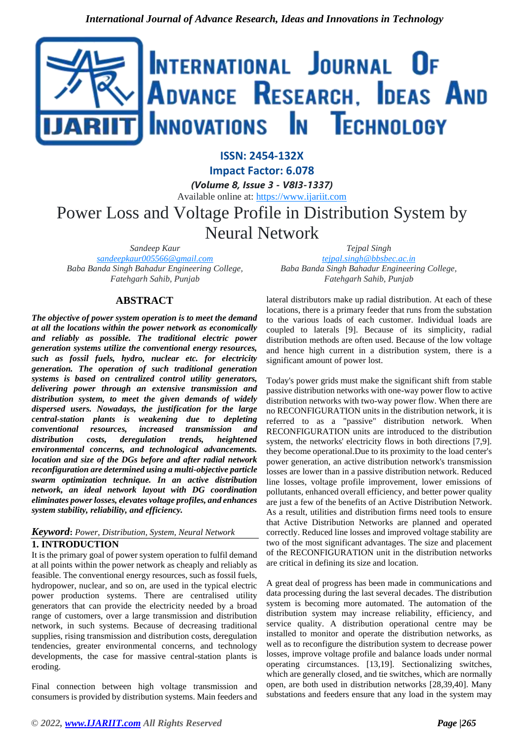ISSN: 2454-132X

Impact Factor: 6.078

*(Volume 8, Issue 3 - V8I3-1337)*

Available online at: https://www.ijariit.com

# Power Loss and Voltage Profile in Distribution System by Neural Network

*Sandeep Kaur*
sandeepkaur005566@gmail.com
*Baba Banda Singh Bahadur Engineering College, Fatehgarh Sahib, Punjab*

*Tejpal Singh*
tejpal.singh@bbsbec.ac.in
*Baba Banda Singh Bahadur Engineering College, Fatehgarh Sahib, Punjab*

## ABSTRACT

***The objective of power system operation is to meet the demand at all the locations within the power network as economically and reliably as possible. The traditional electric power generation systems utilize the conventional energy resources, such as fossil fuels, hydro, nuclear etc. for electricity generation. The operation of such traditional generation systems is based on centralized control utility generators, delivering power through an extensive transmission and distribution system, to meet the given demands of widely dispersed users. Nowadays, the justification for the large central-station plants is weakening due to depleting conventional resources, increased transmission and distribution costs, deregulation trends, heightened environmental concerns, and technological advancements. location and size of the DGs before and after radial network reconfiguration are determined using a multi-objective particle swarm optimization technique. In an active distribution network, an ideal network layout with DG coordination eliminates power losses, elevates voltage profiles, and enhances system stability, reliability, and efficiency.***

***Keyword****: Power, Distribution, System, Neural Network*

## 1. INTRODUCTION

It is the primary goal of power system operation to fulfil demand at all points within the power network as cheaply and reliably as feasible. The conventional energy resources, such as fossil fuels, hydropower, nuclear, and so on, are used in the typical electric power production systems. There are centralised utility generators that can provide the electricity needed by a broad range of customers, over a large transmission and distribution network, in such systems. Because of decreasing traditional supplies, rising transmission and distribution costs, deregulation tendencies, greater environmental concerns, and technology developments, the case for massive central-station plants is eroding.

Final connection between high voltage transmission and consumers is provided by distribution systems. Main feeders and lateral distributors make up radial distribution. At each of these locations, there is a primary feeder that runs from the substation to the various loads of each customer. Individual loads are coupled to laterals [9]. Because of its simplicity, radial distribution methods are often used. Because of the low voltage and hence high current in a distribution system, there is a significant amount of power lost.

Today's power grids must make the significant shift from stable passive distribution networks with one-way power flow to active distribution networks with two-way power flow. When there are no RECONFIGURATION units in the distribution network, it is referred to as a "passive" distribution network. When RECONFIGURATION units are introduced to the distribution system, the networks' electricity flows in both directions [7,9]. they become operational.Due to its proximity to the load center's power generation, an active distribution network's transmission losses are lower than in a passive distribution network. Reduced line losses, voltage profile improvement, lower emissions of pollutants, enhanced overall efficiency, and better power quality are just a few of the benefits of an Active Distribution Network. As a result, utilities and distribution firms need tools to ensure that Active Distribution Networks are planned and operated correctly. Reduced line losses and improved voltage stability are two of the most significant advantages. The size and placement of the RECONFIGURATION unit in the distribution networks are critical in defining its size and location.

A great deal of progress has been made in communications and data processing during the last several decades. The distribution system is becoming more automated. The automation of the distribution system may increase reliability, efficiency, and service quality. A distribution operational centre may be installed to monitor and operate the distribution networks, as well as to reconfigure the distribution system to decrease power losses, improve voltage profile and balance loads under normal operating circumstances. [13,19]. Sectionalizing switches, which are generally closed, and tie switches, which are normally open, are both used in distribution networks [28,39,40]. Many substations and feeders ensure that any load in the system may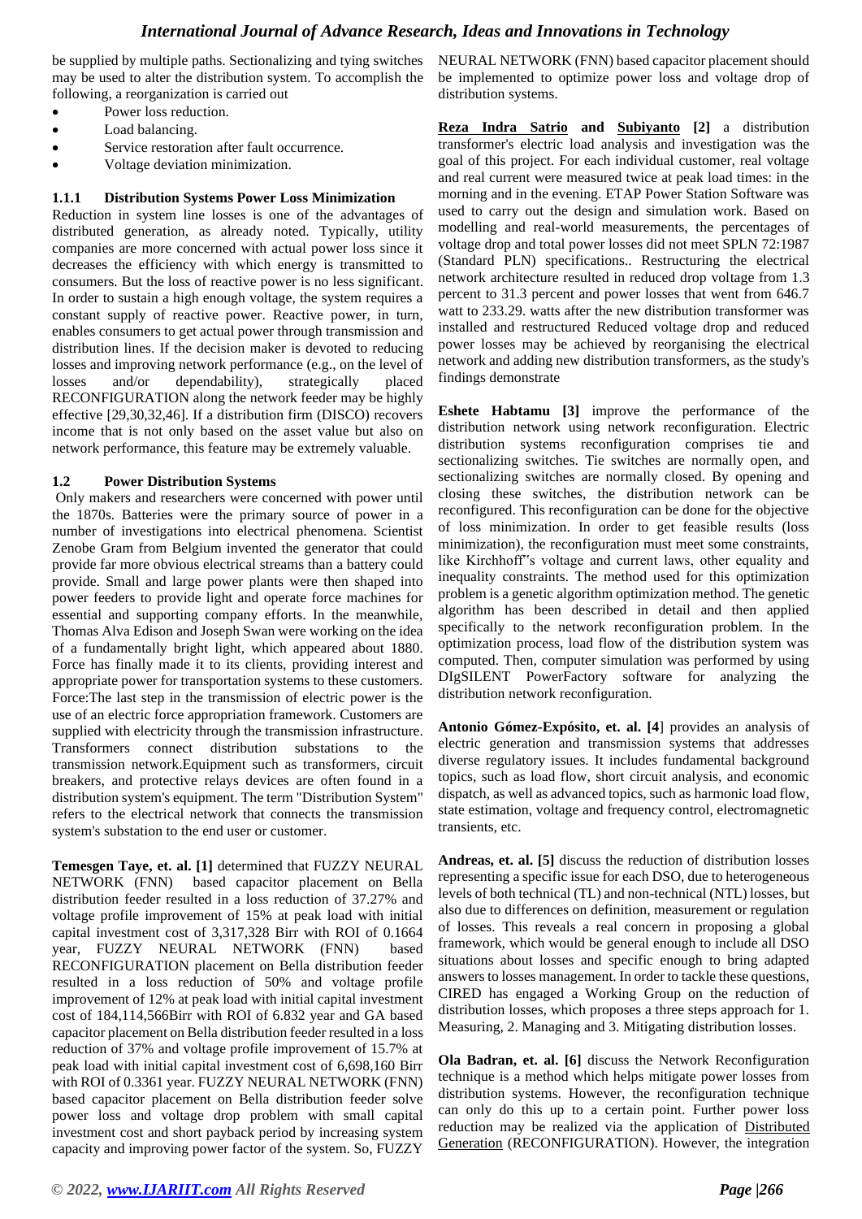be supplied by multiple paths. Sectionalizing and tying switches may be used to alter the distribution system. To accomplish the following, a reorganization is carried out

- Power loss reduction.
- Load balancing.
- Service restoration after fault occurrence.
- Voltage deviation minimization.

### 1.1.1 Distribution Systems Power Loss Minimization

Reduction in system line losses is one of the advantages of distributed generation, as already noted. Typically, utility companies are more concerned with actual power loss since it decreases the efficiency with which energy is transmitted to consumers. But the loss of reactive power is no less significant. In order to sustain a high enough voltage, the system requires a constant supply of reactive power. Reactive power, in turn, enables consumers to get actual power through transmission and distribution lines. If the decision maker is devoted to reducing losses and improving network performance (e.g., on the level of losses and/or dependability), strategically placed RECONFIGURATION along the network feeder may be highly effective [29,30,32,46]. If a distribution firm (DISCO) recovers income that is not only based on the asset value but also on network performance, this feature may be extremely valuable.

## 1.2 Power Distribution Systems

Only makers and researchers were concerned with power until the 1870s. Batteries were the primary source of power in a number of investigations into electrical phenomena. Scientist Zenobe Gram from Belgium invented the generator that could provide far more obvious electrical streams than a battery could provide. Small and large power plants were then shaped into power feeders to provide light and operate force machines for essential and supporting company efforts. In the meanwhile, Thomas Alva Edison and Joseph Swan were working on the idea of a fundamentally bright light, which appeared about 1880. Force has finally made it to its clients, providing interest and appropriate power for transportation systems to these customers. Force:The last step in the transmission of electric power is the use of an electric force appropriation framework. Customers are supplied with electricity through the transmission infrastructure. Transformers connect distribution substations to the transmission network.Equipment such as transformers, circuit breakers, and protective relays devices are often found in a distribution system's equipment. The term "Distribution System" refers to the electrical network that connects the transmission system's substation to the end user or customer.

**Temesgen Taye, et. al. [1]** determined that FUZZY NEURAL NETWORK (FNN) based capacitor placement on Bella distribution feeder resulted in a loss reduction of 37.27% and voltage profile improvement of 15% at peak load with initial capital investment cost of 3,317,328 Birr with ROI of 0.1664 year, FUZZY NEURAL NETWORK (FNN) based RECONFIGURATION placement on Bella distribution feeder resulted in a loss reduction of 50% and voltage profile improvement of 12% at peak load with initial capital investment cost of 184,114,566Birr with ROI of 6.832 year and GA based capacitor placement on Bella distribution feeder resulted in a loss reduction of 37% and voltage profile improvement of 15.7% at peak load with initial capital investment cost of 6,698,160 Birr with ROI of 0.3361 year. FUZZY NEURAL NETWORK (FNN) based capacitor placement on Bella distribution feeder solve power loss and voltage drop problem with small capital investment cost and short payback period by increasing system capacity and improving power factor of the system. So, FUZZY NEURAL NETWORK (FNN) based capacitor placement should be implemented to optimize power loss and voltage drop of distribution systems.

**Reza Indra Satrio and Subiyanto [2]** a distribution transformer's electric load analysis and investigation was the goal of this project. For each individual customer, real voltage and real current were measured twice at peak load times: in the morning and in the evening. ETAP Power Station Software was used to carry out the design and simulation work. Based on modelling and real-world measurements, the percentages of voltage drop and total power losses did not meet SPLN 72:1987 (Standard PLN) specifications.. Restructuring the electrical network architecture resulted in reduced drop voltage from 1.3 percent to 31.3 percent and power losses that went from 646.7 watt to 233.29. watts after the new distribution transformer was installed and restructured Reduced voltage drop and reduced power losses may be achieved by reorganising the electrical network and adding new distribution transformers, as the study's findings demonstrate

**Eshete Habtamu [3]** improve the performance of the distribution network using network reconfiguration. Electric distribution systems reconfiguration comprises tie and sectionalizing switches. Tie switches are normally open, and sectionalizing switches are normally closed. By opening and closing these switches, the distribution network can be reconfigured. This reconfiguration can be done for the objective of loss minimization. In order to get feasible results (loss minimization), the reconfiguration must meet some constraints, like Kirchhoff"s voltage and current laws, other equality and inequality constraints. The method used for this optimization problem is a genetic algorithm optimization method. The genetic algorithm has been described in detail and then applied specifically to the network reconfiguration problem. In the optimization process, load flow of the distribution system was computed. Then, computer simulation was performed by using DIgSILENT PowerFactory software for analyzing the distribution network reconfiguration.

**Antonio Gómez-Expósito, et. al. [4]** provides an analysis of electric generation and transmission systems that addresses diverse regulatory issues. It includes fundamental background topics, such as load flow, short circuit analysis, and economic dispatch, as well as advanced topics, such as harmonic load flow, state estimation, voltage and frequency control, electromagnetic transients, etc.

**Andreas, et. al. [5]** discuss the reduction of distribution losses representing a specific issue for each DSO, due to heterogeneous levels of both technical (TL) and non-technical (NTL) losses, but also due to differences on definition, measurement or regulation of losses. This reveals a real concern in proposing a global framework, which would be general enough to include all DSO situations about losses and specific enough to bring adapted answers to losses management. In order to tackle these questions, CIRED has engaged a Working Group on the reduction of distribution losses, which proposes a three steps approach for 1. Measuring, 2. Managing and 3. Mitigating distribution losses.

**Ola Badran, et. al. [6]** discuss the Network Reconfiguration technique is a method which helps mitigate power losses from distribution systems. However, the reconfiguration technique can only do this up to a certain point. Further power loss reduction may be realized via the application of Distributed Generation (RECONFIGURATION). However, the integration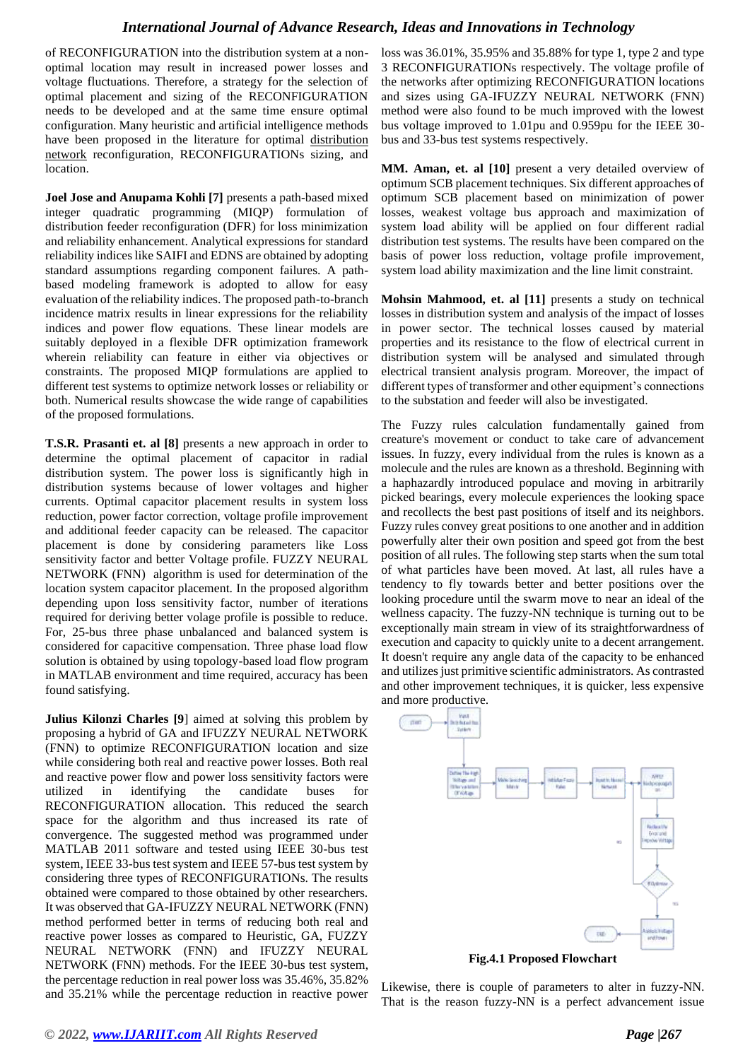of RECONFIGURATION into the distribution system at a non-optimal location may result in increased power losses and voltage fluctuations. Therefore, a strategy for the selection of optimal placement and sizing of the RECONFIGURATION needs to be developed and at the same time ensure optimal configuration. Many heuristic and artificial intelligence methods have been proposed in the literature for optimal distribution network reconfiguration, RECONFIGURATIONs sizing, and location.

**Joel Jose and Anupama Kohli [7]** presents a path-based mixed integer quadratic programming (MIQP) formulation of distribution feeder reconfiguration (DFR) for loss minimization and reliability enhancement. Analytical expressions for standard reliability indices like SAIFI and EDNS are obtained by adopting standard assumptions regarding component failures. A path-based modeling framework is adopted to allow for easy evaluation of the reliability indices. The proposed path-to-branch incidence matrix results in linear expressions for the reliability indices and power flow equations. These linear models are suitably deployed in a flexible DFR optimization framework wherein reliability can feature in either via objectives or constraints. The proposed MIQP formulations are applied to different test systems to optimize network losses or reliability or both. Numerical results showcase the wide range of capabilities of the proposed formulations.

**T.S.R. Prasanti et. al [8]** presents a new approach in order to determine the optimal placement of capacitor in radial distribution system. The power loss is significantly high in distribution systems because of lower voltages and higher currents. Optimal capacitor placement results in system loss reduction, power factor correction, voltage profile improvement and additional feeder capacity can be released. The capacitor placement is done by considering parameters like Loss sensitivity factor and better Voltage profile. FUZZY NEURAL NETWORK (FNN) algorithm is used for determination of the location system capacitor placement. In the proposed algorithm depending upon loss sensitivity factor, number of iterations required for deriving better volage profile is possible to reduce. For, 25-bus three phase unbalanced and balanced system is considered for capacitive compensation. Three phase load flow solution is obtained by using topology-based load flow program in MATLAB environment and time required, accuracy has been found satisfying.

**Julius Kilonzi Charles [9**] aimed at solving this problem by proposing a hybrid of GA and IFUZZY NEURAL NETWORK (FNN) to optimize RECONFIGURATION location and size while considering both real and reactive power losses. Both real and reactive power flow and power loss sensitivity factors were utilized in identifying the candidate buses for RECONFIGURATION allocation. This reduced the search space for the algorithm and thus increased its rate of convergence. The suggested method was programmed under MATLAB 2011 software and tested using IEEE 30-bus test system, IEEE 33-bus test system and IEEE 57-bus test system by considering three types of RECONFIGURATIONs. The results obtained were compared to those obtained by other researchers. It was observed that GA-IFUZZY NEURAL NETWORK (FNN) method performed better in terms of reducing both real and reactive power losses as compared to Heuristic, GA, FUZZY NEURAL NETWORK (FNN) and IFUZZY NEURAL NETWORK (FNN) methods. For the IEEE 30-bus test system, the percentage reduction in real power loss was 35.46%, 35.82% and 35.21% while the percentage reduction in reactive power loss was 36.01%, 35.95% and 35.88% for type 1, type 2 and type 3 RECONFIGURATIONs respectively. The voltage profile of the networks after optimizing RECONFIGURATION locations and sizes using GA-IFUZZY NEURAL NETWORK (FNN) method were also found to be much improved with the lowest bus voltage improved to 1.01pu and 0.959pu for the IEEE 30-bus and 33-bus test systems respectively.

**MM. Aman, et. al [10]** present a very detailed overview of optimum SCB placement techniques. Six different approaches of optimum SCB placement based on minimization of power losses, weakest voltage bus approach and maximization of system load ability will be applied on four different radial distribution test systems. The results have been compared on the basis of power loss reduction, voltage profile improvement, system load ability maximization and the line limit constraint.

**Mohsin Mahmood, et. al [11]** presents a study on technical losses in distribution system and analysis of the impact of losses in power sector. The technical losses caused by material properties and its resistance to the flow of electrical current in distribution system will be analysed and simulated through electrical transient analysis program. Moreover, the impact of different types of transformer and other equipment's connections to the substation and feeder will also be investigated.

The Fuzzy rules calculation fundamentally gained from creature's movement or conduct to take care of advancement issues. In fuzzy, every individual from the rules is known as a molecule and the rules are known as a threshold. Beginning with a haphazardly introduced populace and moving in arbitrarily picked bearings, every molecule experiences the looking space and recollects the best past positions of itself and its neighbors. Fuzzy rules convey great positions to one another and in addition powerfully alter their own position and speed got from the best position of all rules. The following step starts when the sum total of what particles have been moved. At last, all rules have a tendency to fly towards better and better positions over the looking procedure until the swarm move to near an ideal of the wellness capacity. The fuzzy-NN technique is turning out to be exceptionally main stream in view of its straightforwardness of execution and capacity to quickly unite to a decent arrangement. It doesn't require any angle data of the capacity to be enhanced and utilizes just primitive scientific administrators. As contrasted and other improvement techniques, it is quicker, less expensive and more productive.

**Fig.4.1 Proposed Flowchart**

Likewise, there is couple of parameters to alter in fuzzy-NN. That is the reason fuzzy-NN is a perfect advancement issue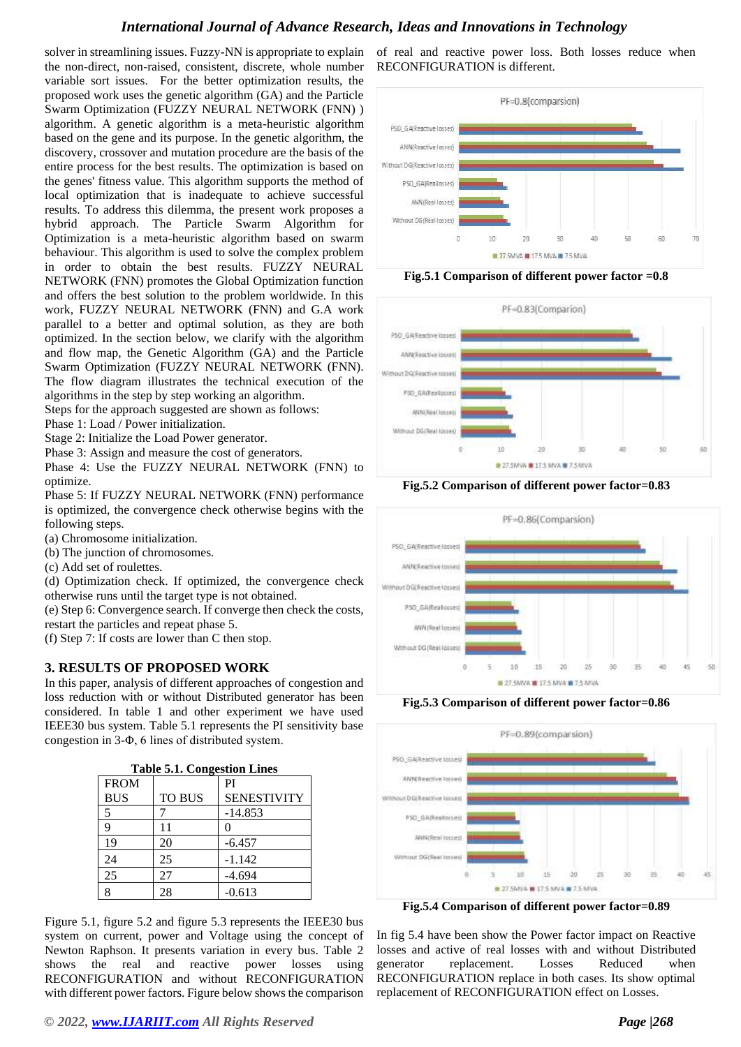solver in streamlining issues. Fuzzy-NN is appropriate to explain the non-direct, non-raised, consistent, discrete, whole number variable sort issues. For the better optimization results, the proposed work uses the genetic algorithm (GA) and the Particle Swarm Optimization (FUZZY NEURAL NETWORK (FNN) ) algorithm. A genetic algorithm is a meta-heuristic algorithm based on the gene and its purpose. In the genetic algorithm, the discovery, crossover and mutation procedure are the basis of the entire process for the best results. The optimization is based on the genes' fitness value. This algorithm supports the method of local optimization that is inadequate to achieve successful results. To address this dilemma, the present work proposes a hybrid approach. The Particle Swarm Algorithm for Optimization is a meta-heuristic algorithm based on swarm behaviour. This algorithm is used to solve the complex problem in order to obtain the best results. FUZZY NEURAL NETWORK (FNN) promotes the Global Optimization function and offers the best solution to the problem worldwide. In this work, FUZZY NEURAL NETWORK (FNN) and G.A work parallel to a better and optimal solution, as they are both optimized. In the section below, we clarify with the algorithm and flow map, the Genetic Algorithm (GA) and the Particle Swarm Optimization (FUZZY NEURAL NETWORK (FNN). The flow diagram illustrates the technical execution of the algorithms in the step by step working an algorithm.

Steps for the approach suggested are shown as follows:

Phase 1: Load / Power initialization.

Stage 2: Initialize the Load Power generator.

Phase 3: Assign and measure the cost of generators.

Phase 4: Use the FUZZY NEURAL NETWORK (FNN) to optimize.

Phase 5: If FUZZY NEURAL NETWORK (FNN) performance is optimized, the convergence check otherwise begins with the following steps.

(a) Chromosome initialization.

(b) The junction of chromosomes.

(c) Add set of roulettes.

(d) Optimization check. If optimized, the convergence check otherwise runs until the target type is not obtained.

(e) Step 6: Convergence search. If converge then check the costs, restart the particles and repeat phase 5.

(f) Step 7: If costs are lower than C then stop.

## 3. RESULTS OF PROPOSED WORK

In this paper, analysis of different approaches of congestion and loss reduction with or without Distributed generator has been considered. In table 1 and other experiment we have used IEEE30 bus system. Table 5.1 represents the PI sensitivity base congestion in 3-Φ, 6 lines of distributed system.

**Table 5.1. Congestion Lines**

| FROM BUS | TO BUS | PI SENESTIVITY |
|---|---|---|
| 5 | 7 | -14.853 |
| 9 | 11 | 0 |
| 19 | 20 | -6.457 |
| 24 | 25 | -1.142 |
| 25 | 27 | -4.694 |
| 8 | 28 | -0.613 |

Figure 5.1, figure 5.2 and figure 5.3 represents the IEEE30 bus system on current, power and Voltage using the concept of Newton Raphson. It presents variation in every bus. Table 2 shows the real and reactive power losses using RECONFIGURATION and without RECONFIGURATION with different power factors. Figure below shows the comparison of real and reactive power loss. Both losses reduce when RECONFIGURATION is different.

**Fig.5.1 Comparison of different power factor =0.8**

**Fig.5.2 Comparison of different power factor=0.83**

**Fig.5.3 Comparison of different power factor=0.86**

**Fig.5.4 Comparison of different power factor=0.89**

In fig 5.4 have been show the Power factor impact on Reactive losses and active of real losses with and without Distributed generator replacement. Losses Reduced when RECONFIGURATION replace in both cases. Its show optimal replacement of RECONFIGURATION effect on Losses.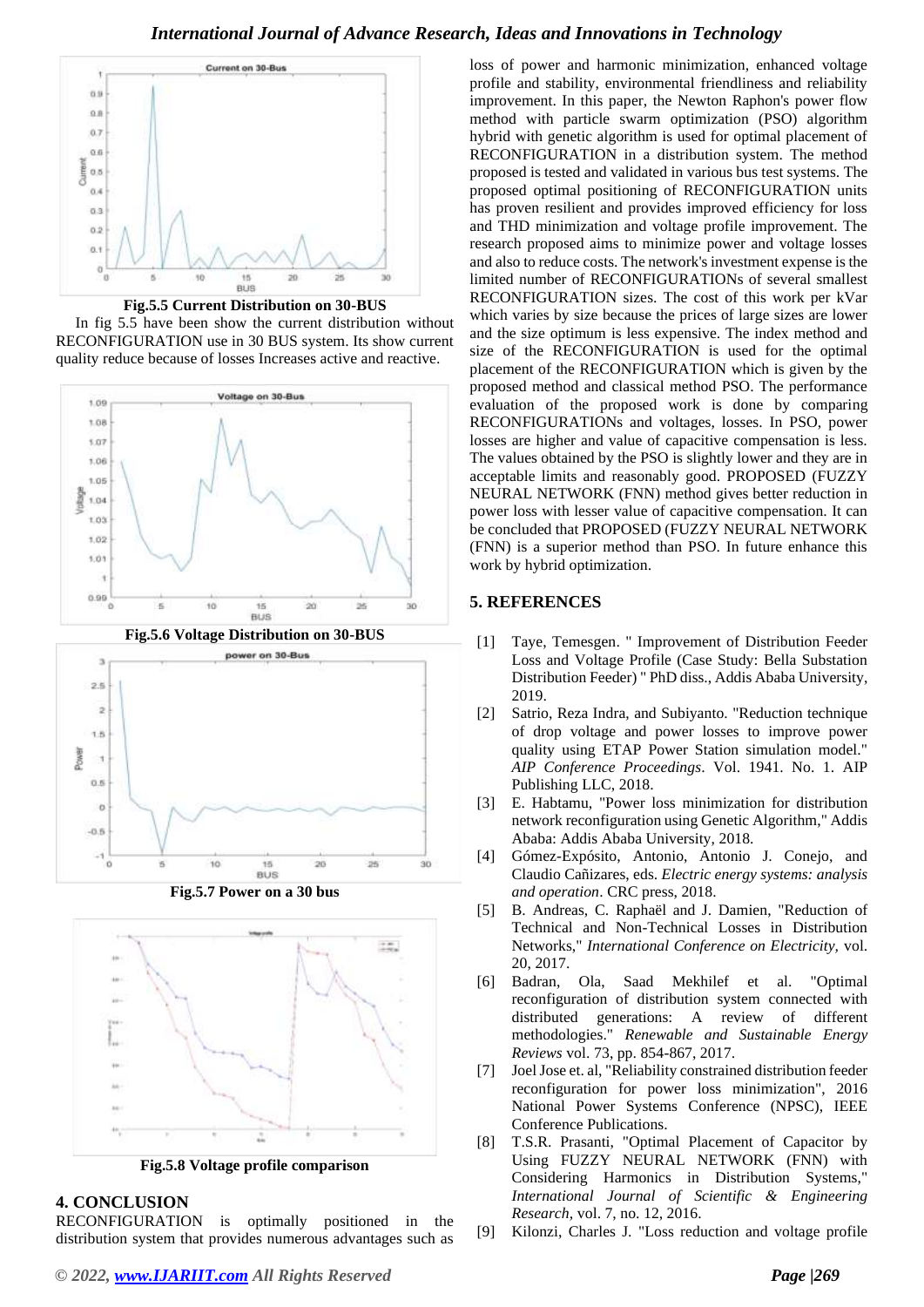Fig.5.5 Current Distribution on 30-BUS

In fig 5.5 have been show the current distribution without RECONFIGURATION use in 30 BUS system. Its show current quality reduce because of losses Increases active and reactive.

Fig.5.6 Voltage Distribution on 30-BUS

Fig.5.7 Power on a 30 bus

Fig.5.8 Voltage profile comparison

## 4. CONCLUSION

RECONFIGURATION is optimally positioned in the distribution system that provides numerous advantages such as loss of power and harmonic minimization, enhanced voltage profile and stability, environmental friendliness and reliability improvement. In this paper, the Newton Raphon's power flow method with particle swarm optimization (PSO) algorithm hybrid with genetic algorithm is used for optimal placement of RECONFIGURATION in a distribution system. The method proposed is tested and validated in various bus test systems. The proposed optimal positioning of RECONFIGURATION units has proven resilient and provides improved efficiency for loss and THD minimization and voltage profile improvement. The research proposed aims to minimize power and voltage losses and also to reduce costs. The network's investment expense is the limited number of RECONFIGURATIONs of several smallest RECONFIGURATION sizes. The cost of this work per kVar which varies by size because the prices of large sizes are lower and the size optimum is less expensive. The index method and size of the RECONFIGURATION is used for the optimal placement of the RECONFIGURATION which is given by the proposed method and classical method PSO. The performance evaluation of the proposed work is done by comparing RECONFIGURATIONs and voltages, losses. In PSO, power losses are higher and value of capacitive compensation is less. The values obtained by the PSO is slightly lower and they are in acceptable limits and reasonably good. PROPOSED (FUZZY NEURAL NETWORK (FNN) method gives better reduction in power loss with lesser value of capacitive compensation. It can be concluded that PROPOSED (FUZZY NEURAL NETWORK (FNN) is a superior method than PSO. In future enhance this work by hybrid optimization.

## 5. REFERENCES

[1] Taye, Temesgen. " Improvement of Distribution Feeder Loss and Voltage Profile (Case Study: Bella Substation Distribution Feeder) " PhD diss., Addis Ababa University, 2019.

[2] Satrio, Reza Indra, and Subiyanto. "Reduction technique of drop voltage and power losses to improve power quality using ETAP Power Station simulation model." *AIP Conference Proceedings*. Vol. 1941. No. 1. AIP Publishing LLC, 2018.

[3] E. Habtamu, "Power loss minimization for distribution network reconfiguration using Genetic Algorithm," Addis Ababa: Addis Ababa University, 2018.

[4] Gómez-Expósito, Antonio, Antonio J. Conejo, and Claudio Cañizares, eds. *Electric energy systems: analysis and operation*. CRC press, 2018.

[5] B. Andreas, C. Raphaël and J. Damien, "Reduction of Technical and Non-Technical Losses in Distribution Networks," *International Conference on Electricity*, vol. 20, 2017.

[6] Badran, Ola, Saad Mekhilef et al. "Optimal reconfiguration of distribution system connected with distributed generations: A review of different methodologies." *Renewable and Sustainable Energy Reviews* vol. 73, pp. 854-867, 2017.

[7] Joel Jose et. al, "Reliability constrained distribution feeder reconfiguration for power loss minimization", 2016 National Power Systems Conference (NPSC), IEEE Conference Publications.

[8] T.S.R. Prasanti, "Optimal Placement of Capacitor by Using FUZZY NEURAL NETWORK (FNN) with Considering Harmonics in Distribution Systems," *International Journal of Scientific & Engineering Research*, vol. 7, no. 12, 2016.

[9] Kilonzi, Charles J. "Loss reduction and voltage profile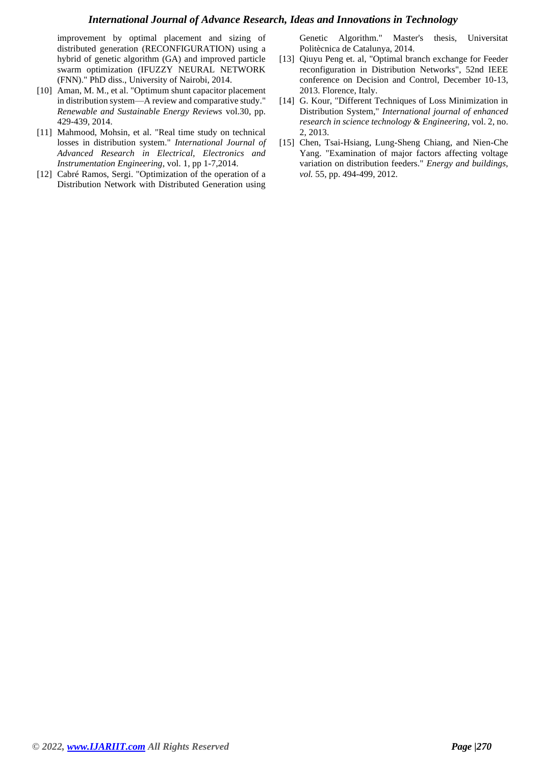improvement by optimal placement and sizing of distributed generation (RECONFIGURATION) using a hybrid of genetic algorithm (GA) and improved particle swarm optimization (IFUZZY NEURAL NETWORK (FNN)." PhD diss., University of Nairobi, 2014.

[10] Aman, M. M., et al. "Optimum shunt capacitor placement in distribution system—A review and comparative study." *Renewable and Sustainable Energy Reviews* vol.30, pp. 429-439, 2014.

[11] Mahmood, Mohsin, et al. "Real time study on technical losses in distribution system." *International Journal of Advanced Research in Electrical, Electronics and Instrumentation Engineering*, vol. 1, pp 1-7,2014.

[12] Cabré Ramos, Sergi. "Optimization of the operation of a Distribution Network with Distributed Generation using Genetic Algorithm." Master's thesis, Universitat Politècnica de Catalunya, 2014.

[13] Qiuyu Peng et. al, "Optimal branch exchange for Feeder reconfiguration in Distribution Networks", 52nd IEEE conference on Decision and Control, December 10-13, 2013. Florence, Italy.

[14] G. Kour, "Different Techniques of Loss Minimization in Distribution System," *International journal of enhanced research in science technology & Engineering*, vol. 2, no. 2, 2013.

[15] Chen, Tsai-Hsiang, Lung-Sheng Chiang, and Nien-Che Yang. "Examination of major factors affecting voltage variation on distribution feeders." *Energy and buildings, vol.* 55, pp. 494-499, 2012.